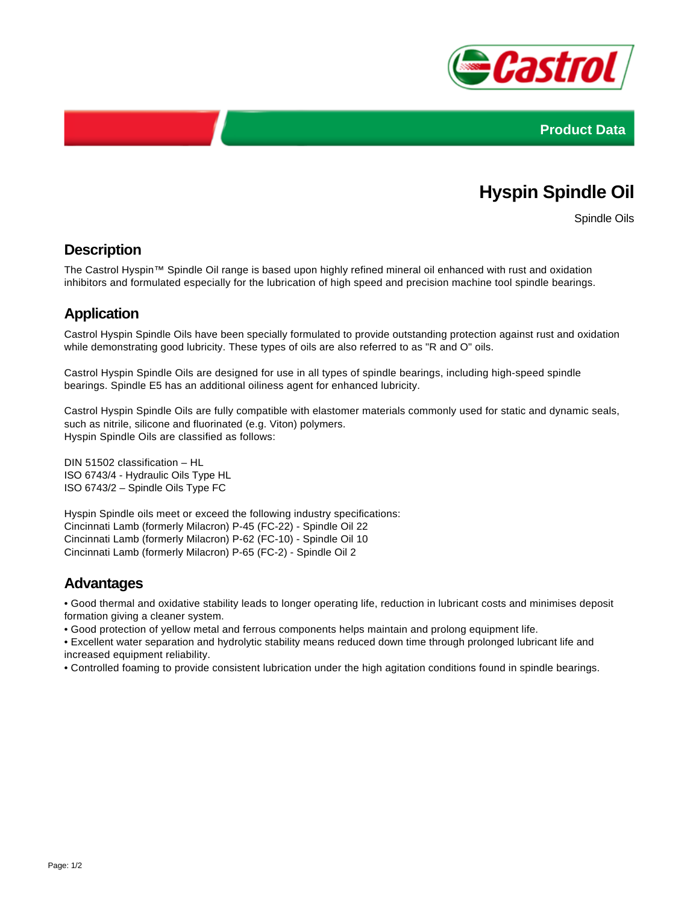Product Data

# Hyspin Spindle Oil

Spindle Oils

## Description

The Castrol Hyspin™ Spindle Oil range is based upon highly refined mineral oil enhanced with rust and oxidation inhibitors and formulated especially for the lubrication of high speed and precision machine tool spindle bearings.

## Application

Castrol Hyspin Spindle Oils have been specially formulated to provide outstanding protection against rust and oxidation while demonstrating good lubricity. These types of oils are also referred to as "R and O" oils.

Castrol Hyspin Spindle Oils are designed for use in all types of spindle bearings, including high-speed spindle bearings. Spindle E5 has an additional oiliness agent for enhanced lubricity.

Castrol Hyspin Spindle Oils are fully compatible with elastomer materials commonly used for static and dynamic seals, such as nitrile, silicone and fluorinated (e.g. Viton) polymers.
Hyspin Spindle Oils are classified as follows:

DIN 51502 classification – HL
ISO 6743/4 - Hydraulic Oils Type HL
ISO 6743/2 – Spindle Oils Type FC

Hyspin Spindle oils meet or exceed the following industry specifications:
Cincinnati Lamb (formerly Milacron) P-45 (FC-22) - Spindle Oil 22
Cincinnati Lamb (formerly Milacron) P-62 (FC-10) - Spindle Oil 10
Cincinnati Lamb (formerly Milacron) P-65 (FC-2) - Spindle Oil 2

## Advantages

- Good thermal and oxidative stability leads to longer operating life, reduction in lubricant costs and minimises deposit formation giving a cleaner system.
- Good protection of yellow metal and ferrous components helps maintain and prolong equipment life.
- Excellent water separation and hydrolytic stability means reduced down time through prolonged lubricant life and increased equipment reliability.
- Controlled foaming to provide consistent lubrication under the high agitation conditions found in spindle bearings.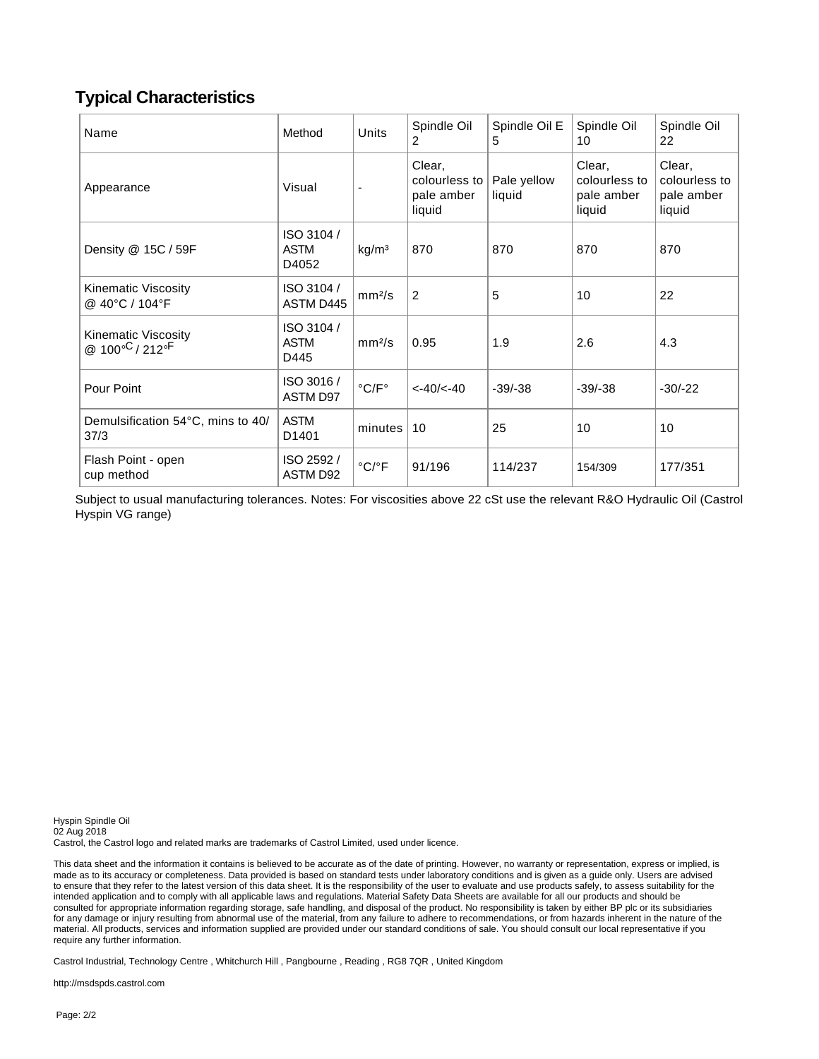## Typical Characteristics

| Name | Method | Units | Spindle Oil 2 | Spindle Oil E 5 | Spindle Oil 10 | Spindle Oil 22 |
|---|---|---|---|---|---|---|
| Appearance | Visual | - | Clear, colourless to pale amber liquid | Pale yellow liquid | Clear, colourless to pale amber liquid | Clear, colourless to pale amber liquid |
| Density @ 15C / 59F | ISO 3104 / ASTM D4052 | kg/m³ | 870 | 870 | 870 | 870 |
| Kinematic Viscosity @ 40°C / 104°F | ISO 3104 / ASTM D445 | mm²/s | 2 | 5 | 10 | 22 |
| Kinematic Viscosity @ 100°C / 212°F | ISO 3104 / ASTM D445 | mm²/s | 0.95 | 1.9 | 2.6 | 4.3 |
| Pour Point | ISO 3016 / ASTM D97 | °C/F° | <-40/<-40 | -39/-38 | -39/-38 | -30/-22 |
| Demulsification 54°C, mins to 40/37/3 | ASTM D1401 | minutes | 10 | 25 | 10 | 10 |
| Flash Point - open cup method | ISO 2592 / ASTM D92 | °C/°F | 91/196 | 114/237 | 154/309 | 177/351 |

Subject to usual manufacturing tolerances. Notes: For viscosities above 22 cSt use the relevant R&O Hydraulic Oil (Castrol Hyspin VG range)

Hyspin Spindle Oil
02 Aug 2018
Castrol, the Castrol logo and related marks are trademarks of Castrol Limited, used under licence.

This data sheet and the information it contains is believed to be accurate as of the date of printing. However, no warranty or representation, express or implied, is made as to its accuracy or completeness. Data provided is based on standard tests under laboratory conditions and is given as a guide only. Users are advised to ensure that they refer to the latest version of this data sheet. It is the responsibility of the user to evaluate and use products safely, to assess suitability for the intended application and to comply with all applicable laws and regulations. Material Safety Data Sheets are available for all our products and should be consulted for appropriate information regarding storage, safe handling, and disposal of the product. No responsibility is taken by either BP plc or its subsidiaries for any damage or injury resulting from abnormal use of the material, from any failure to adhere to recommendations, or from hazards inherent in the nature of the material. All products, services and information supplied are provided under our standard conditions of sale. You should consult our local representative if you require any further information.

Castrol Industrial, Technology Centre , Whitchurch Hill , Pangbourne , Reading , RG8 7QR , United Kingdom

http://msdspds.castrol.com